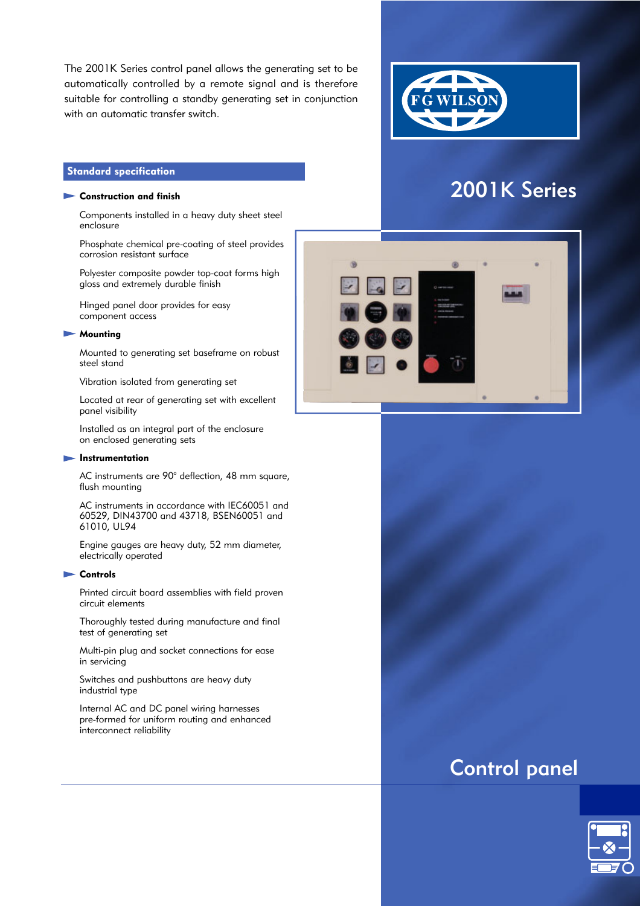# 2001K Series

## Control panel

The 2001K Series control panel allows the generating set to be automatically controlled by a remote signal and is therefore suitable for controlling a standby generating set in conjunction with an automatic transfer switch.

## Standard specification

### Construction and finish

Components installed in a heavy duty sheet steel enclosure

Phosphate chemical pre-coating of steel provides corrosion resistant surface

Polyester composite powder top-coat forms high gloss and extremely durable finish

Hinged panel door provides for easy component access

### Mounting

Mounted to generating set baseframe on robust steel stand

Vibration isolated from generating set

Located at rear of generating set with excellent panel visibility

Installed as an integral part of the enclosure on enclosed generating sets

### Instrumentation

AC instruments are 90° deflection, 48 mm square, flush mounting

AC instruments in accordance with IEC60051 and 60529, DIN43700 and 43718, BSEN60051 and 61010, UL94

Engine gauges are heavy duty, 52 mm diameter, electrically operated

### Controls

Printed circuit board assemblies with field proven circuit elements

Thoroughly tested during manufacture and final test of generating set

Multi-pin plug and socket connections for ease in servicing

Switches and pushbuttons are heavy duty industrial type

Internal AC and DC panel wiring harnesses pre-formed for uniform routing and enhanced interconnect reliability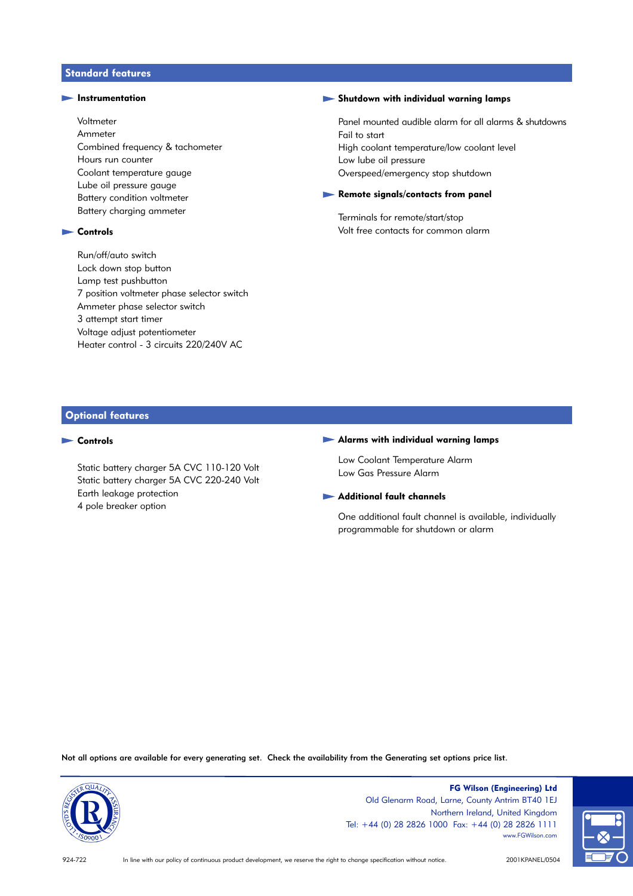## Standard features

### Instrumentation

Voltmeter
Ammeter
Combined frequency & tachometer
Hours run counter
Coolant temperature gauge
Lube oil pressure gauge
Battery condition voltmeter
Battery charging ammeter

### Controls

Run/off/auto switch
Lock down stop button
Lamp test pushbutton
7 position voltmeter phase selector switch
Ammeter phase selector switch
3 attempt start timer
Voltage adjust potentiometer
Heater control - 3 circuits 220/240V AC

### Shutdown with individual warning lamps

Panel mounted audible alarm for all alarms & shutdowns
Fail to start
High coolant temperature/low coolant level
Low lube oil pressure
Overspeed/emergency stop shutdown

### Remote signals/contacts from panel

Terminals for remote/start/stop
Volt free contacts for common alarm

## Optional features

### Controls

Static battery charger 5A CVC 110-120 Volt
Static battery charger 5A CVC 220-240 Volt
Earth leakage protection
4 pole breaker option

### Alarms with individual warning lamps

Low Coolant Temperature Alarm
Low Gas Pressure Alarm

### Additional fault channels

One additional fault channel is available, individually programmable for shutdown or alarm

**Not all options are available for every generating set. Check the availability from the Generating set options price list.**

**FG Wilson (Engineering) Ltd**
Old Glenarm Road, Larne, County Antrim BT40 1EJ
Northern Ireland, United Kingdom
Tel: +44 (0) 28 2826 1000 Fax: +44 (0) 28 2826 1111
www.FGWilson.com

924-722

In line with our policy of continuous product development, we reserve the right to change specification without notice.

2001KPANEL/0504